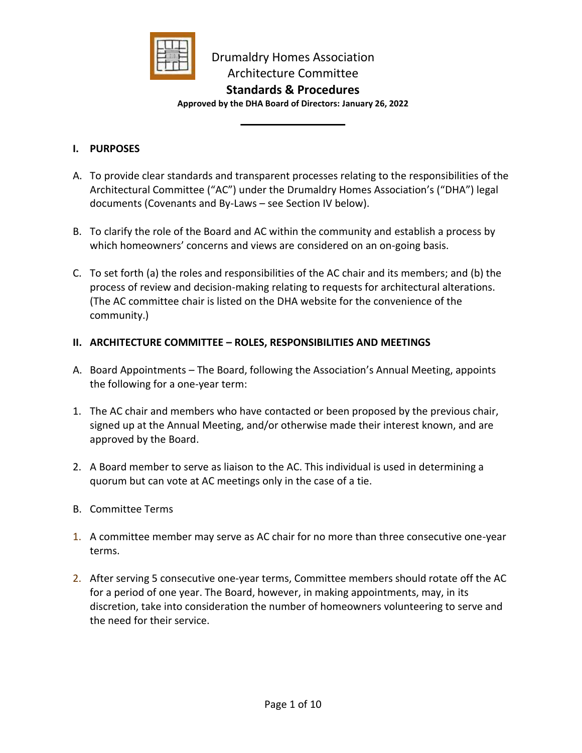# Drumaldry Homes Association
## Architecture Committee
## **Standards & Procedures**

**Approved by the DHA Board of Directors: January 26, 2022**

---

### I. PURPOSES

A. To provide clear standards and transparent processes relating to the responsibilities of the Architectural Committee ("AC") under the Drumaldry Homes Association's ("DHA") legal documents (Covenants and By-Laws – see Section IV below).

B. To clarify the role of the Board and AC within the community and establish a process by which homeowners' concerns and views are considered on an on-going basis.

C. To set forth (a) the roles and responsibilities of the AC chair and its members; and (b) the process of review and decision-making relating to requests for architectural alterations. (The AC committee chair is listed on the DHA website for the convenience of the community.)

### II. ARCHITECTURE COMMITTEE – ROLES, RESPONSIBILITIES AND MEETINGS

A. Board Appointments – The Board, following the Association's Annual Meeting, appoints the following for a one-year term:

1. The AC chair and members who have contacted or been proposed by the previous chair, signed up at the Annual Meeting, and/or otherwise made their interest known, and are approved by the Board.

2. A Board member to serve as liaison to the AC. This individual is used in determining a quorum but can vote at AC meetings only in the case of a tie.

B. Committee Terms

1. A committee member may serve as AC chair for no more than three consecutive one-year terms.

2. After serving 5 consecutive one-year terms, Committee members should rotate off the AC for a period of one year. The Board, however, in making appointments, may, in its discretion, take into consideration the number of homeowners volunteering to serve and the need for their service.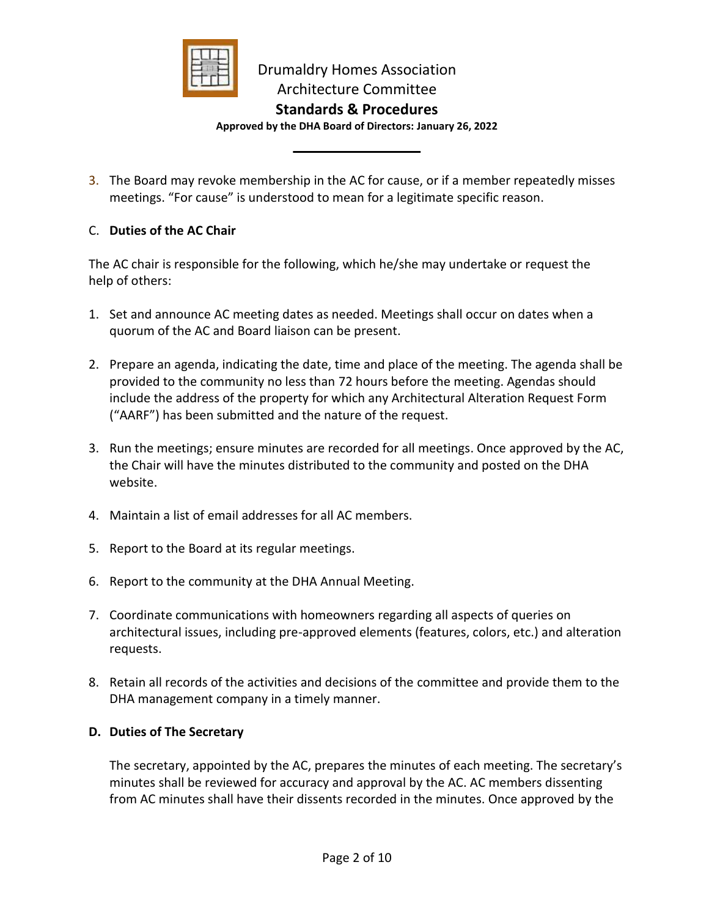3. The Board may revoke membership in the AC for cause, or if a member repeatedly misses meetings. "For cause" is understood to mean for a legitimate specific reason.

## C. **Duties of the AC Chair**

The AC chair is responsible for the following, which he/she may undertake or request the help of others:

1. Set and announce AC meeting dates as needed. Meetings shall occur on dates when a quorum of the AC and Board liaison can be present.

2. Prepare an agenda, indicating the date, time and place of the meeting. The agenda shall be provided to the community no less than 72 hours before the meeting. Agendas should include the address of the property for which any Architectural Alteration Request Form ("AARF") has been submitted and the nature of the request.

3. Run the meetings; ensure minutes are recorded for all meetings. Once approved by the AC, the Chair will have the minutes distributed to the community and posted on the DHA website.

4. Maintain a list of email addresses for all AC members.

5. Report to the Board at its regular meetings.

6. Report to the community at the DHA Annual Meeting.

7. Coordinate communications with homeowners regarding all aspects of queries on architectural issues, including pre-approved elements (features, colors, etc.) and alteration requests.

8. Retain all records of the activities and decisions of the committee and provide them to the DHA management company in a timely manner.

## **D. Duties of The Secretary**

The secretary, appointed by the AC, prepares the minutes of each meeting. The secretary's minutes shall be reviewed for accuracy and approval by the AC. AC members dissenting from AC minutes shall have their dissents recorded in the minutes. Once approved by the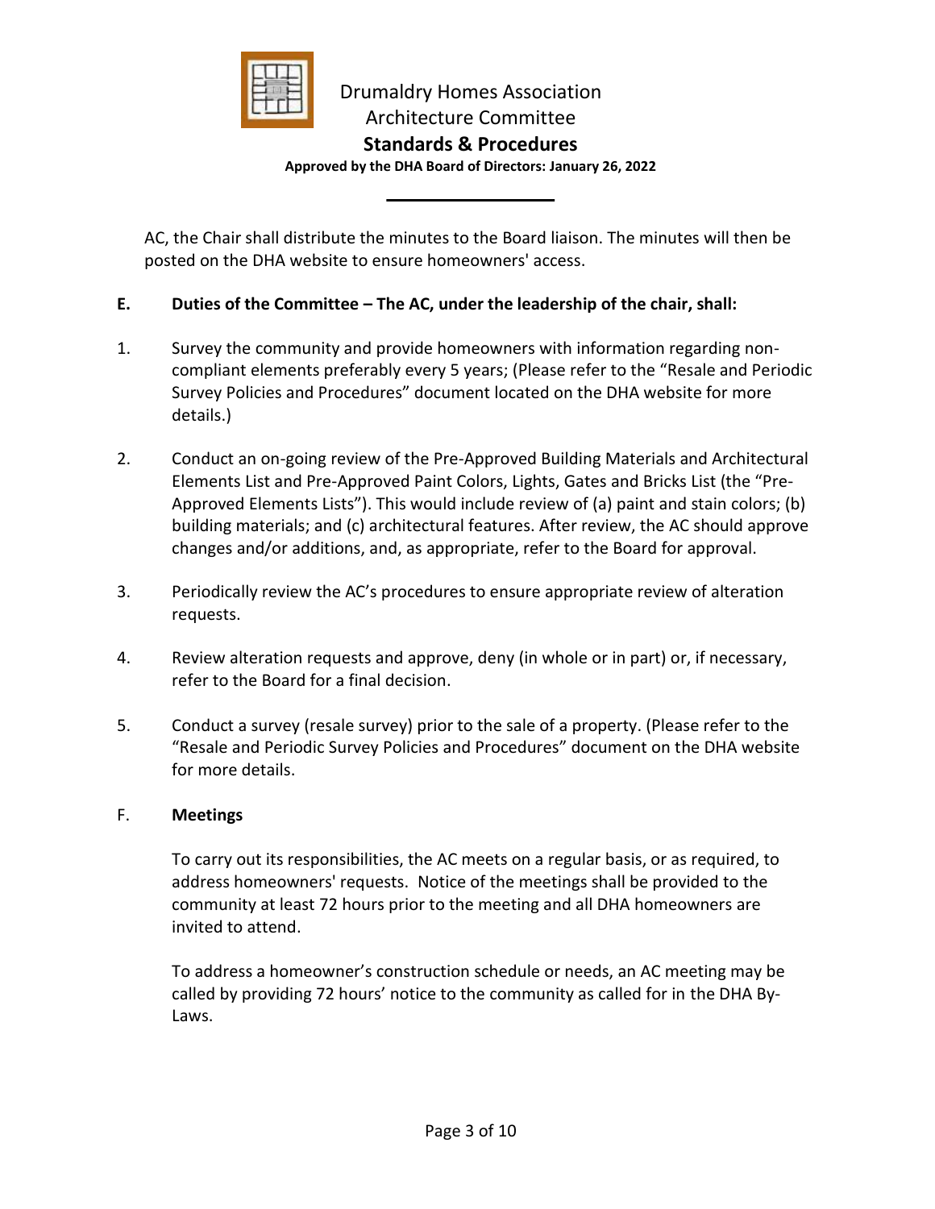AC, the Chair shall distribute the minutes to the Board liaison. The minutes will then be posted on the DHA website to ensure homeowners' access.

**E. Duties of the Committee – The AC, under the leadership of the chair, shall:**

1. Survey the community and provide homeowners with information regarding non-compliant elements preferably every 5 years; (Please refer to the "Resale and Periodic Survey Policies and Procedures" document located on the DHA website for more details.)

2. Conduct an on-going review of the Pre-Approved Building Materials and Architectural Elements List and Pre-Approved Paint Colors, Lights, Gates and Bricks List (the "Pre-Approved Elements Lists"). This would include review of (a) paint and stain colors; (b) building materials; and (c) architectural features. After review, the AC should approve changes and/or additions, and, as appropriate, refer to the Board for approval.

3. Periodically review the AC's procedures to ensure appropriate review of alteration requests.

4. Review alteration requests and approve, deny (in whole or in part) or, if necessary, refer to the Board for a final decision.

5. Conduct a survey (resale survey) prior to the sale of a property. (Please refer to the "Resale and Periodic Survey Policies and Procedures" document on the DHA website for more details.

F. **Meetings**

To carry out its responsibilities, the AC meets on a regular basis, or as required, to address homeowners' requests. Notice of the meetings shall be provided to the community at least 72 hours prior to the meeting and all DHA homeowners are invited to attend.

To address a homeowner's construction schedule or needs, an AC meeting may be called by providing 72 hours' notice to the community as called for in the DHA By-Laws.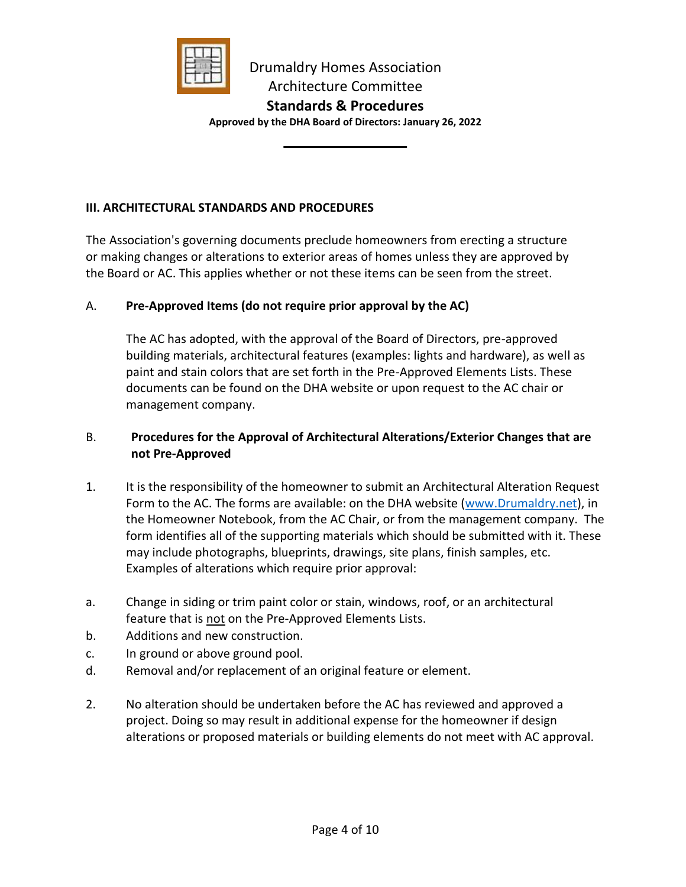Drumaldry Homes Association
Architecture Committee
**Standards & Procedures**
**Approved by the DHA Board of Directors: January 26, 2022**

## III. ARCHITECTURAL STANDARDS AND PROCEDURES

The Association's governing documents preclude homeowners from erecting a structure or making changes or alterations to exterior areas of homes unless they are approved by the Board or AC. This applies whether or not these items can be seen from the street.

### A. Pre-Approved Items (do not require prior approval by the AC)

The AC has adopted, with the approval of the Board of Directors, pre-approved building materials, architectural features (examples: lights and hardware), as well as paint and stain colors that are set forth in the Pre-Approved Elements Lists. These documents can be found on the DHA website or upon request to the AC chair or management company.

### B. Procedures for the Approval of Architectural Alterations/Exterior Changes that are not Pre-Approved

1. It is the responsibility of the homeowner to submit an Architectural Alteration Request Form to the AC. The forms are available: on the DHA website (www.Drumaldry.net), in the Homeowner Notebook, from the AC Chair, or from the management company. The form identifies all of the supporting materials which should be submitted with it. These may include photographs, blueprints, drawings, site plans, finish samples, etc. Examples of alterations which require prior approval:

   a. Change in siding or trim paint color or stain, windows, roof, or an architectural feature that is <u>not</u> on the Pre-Approved Elements Lists.
   b. Additions and new construction.
   c. In ground or above ground pool.
   d. Removal and/or replacement of an original feature or element.

2. No alteration should be undertaken before the AC has reviewed and approved a project. Doing so may result in additional expense for the homeowner if design alterations or proposed materials or building elements do not meet with AC approval.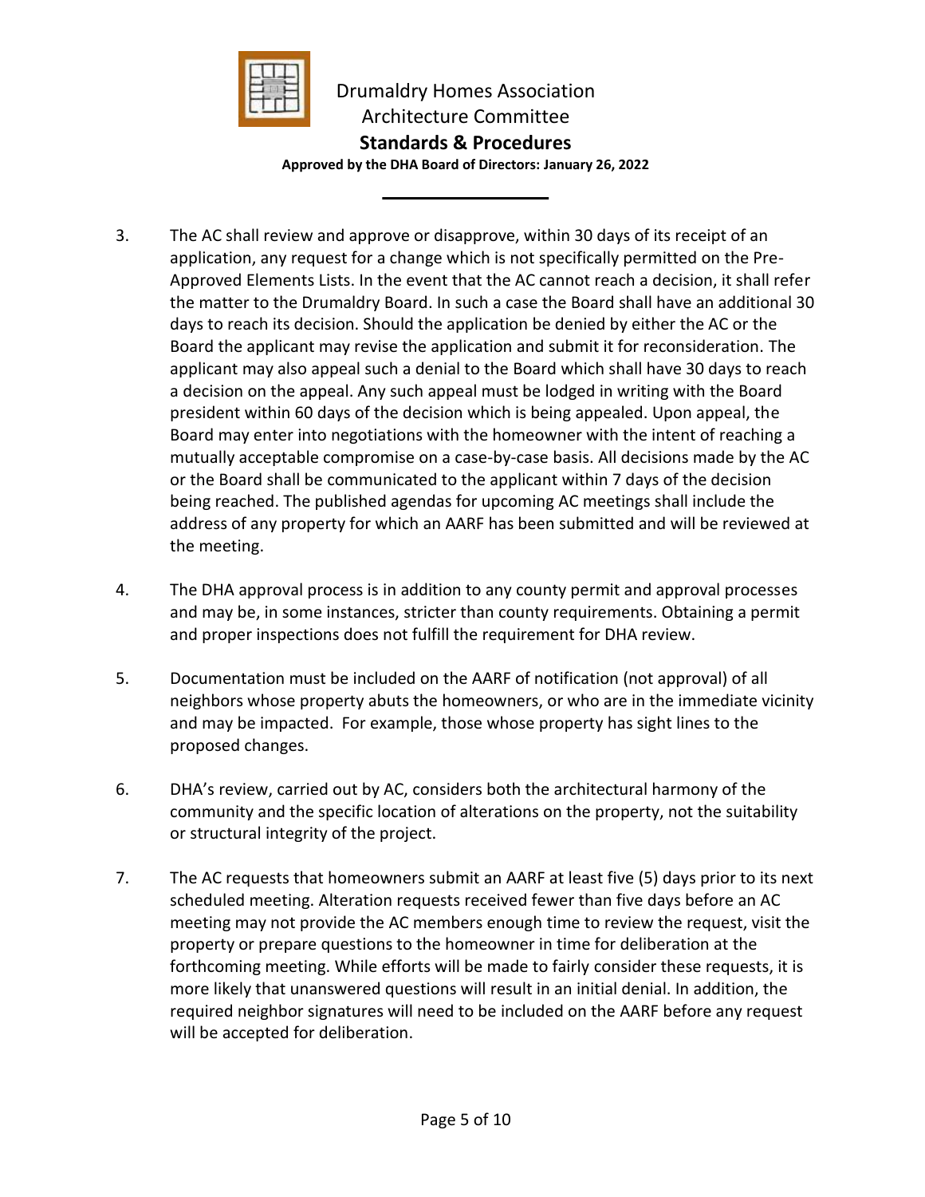3. The AC shall review and approve or disapprove, within 30 days of its receipt of an application, any request for a change which is not specifically permitted on the Pre-Approved Elements Lists. In the event that the AC cannot reach a decision, it shall refer the matter to the Drumaldry Board. In such a case the Board shall have an additional 30 days to reach its decision. Should the application be denied by either the AC or the Board the applicant may revise the application and submit it for reconsideration. The applicant may also appeal such a denial to the Board which shall have 30 days to reach a decision on the appeal. Any such appeal must be lodged in writing with the Board president within 60 days of the decision which is being appealed. Upon appeal, the Board may enter into negotiations with the homeowner with the intent of reaching a mutually acceptable compromise on a case-by-case basis. All decisions made by the AC or the Board shall be communicated to the applicant within 7 days of the decision being reached. The published agendas for upcoming AC meetings shall include the address of any property for which an AARF has been submitted and will be reviewed at the meeting.

4. The DHA approval process is in addition to any county permit and approval processes and may be, in some instances, stricter than county requirements. Obtaining a permit and proper inspections does not fulfill the requirement for DHA review.

5. Documentation must be included on the AARF of notification (not approval) of all neighbors whose property abuts the homeowners, or who are in the immediate vicinity and may be impacted. For example, those whose property has sight lines to the proposed changes.

6. DHA's review, carried out by AC, considers both the architectural harmony of the community and the specific location of alterations on the property, not the suitability or structural integrity of the project.

7. The AC requests that homeowners submit an AARF at least five (5) days prior to its next scheduled meeting. Alteration requests received fewer than five days before an AC meeting may not provide the AC members enough time to review the request, visit the property or prepare questions to the homeowner in time for deliberation at the forthcoming meeting. While efforts will be made to fairly consider these requests, it is more likely that unanswered questions will result in an initial denial. In addition, the required neighbor signatures will need to be included on the AARF before any request will be accepted for deliberation.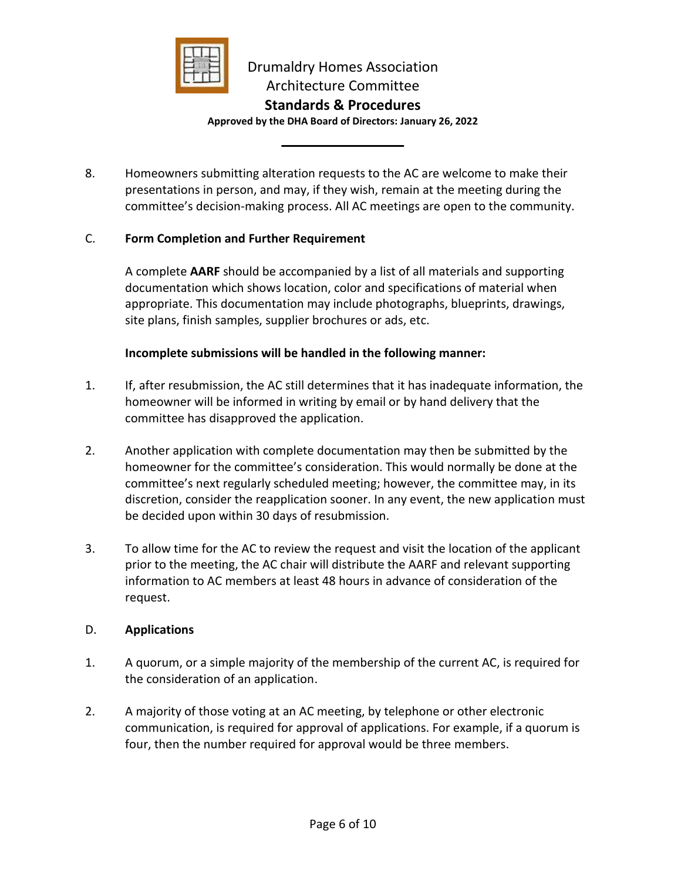8. Homeowners submitting alteration requests to the AC are welcome to make their presentations in person, and may, if they wish, remain at the meeting during the committee's decision-making process. All AC meetings are open to the community.

### C. Form Completion and Further Requirement

A complete **AARF** should be accompanied by a list of all materials and supporting documentation which shows location, color and specifications of material when appropriate. This documentation may include photographs, blueprints, drawings, site plans, finish samples, supplier brochures or ads, etc.

**Incomplete submissions will be handled in the following manner:**

1. If, after resubmission, the AC still determines that it has inadequate information, the homeowner will be informed in writing by email or by hand delivery that the committee has disapproved the application.

2. Another application with complete documentation may then be submitted by the homeowner for the committee's consideration. This would normally be done at the committee's next regularly scheduled meeting; however, the committee may, in its discretion, consider the reapplication sooner. In any event, the new application must be decided upon within 30 days of resubmission.

3. To allow time for the AC to review the request and visit the location of the applicant prior to the meeting, the AC chair will distribute the AARF and relevant supporting information to AC members at least 48 hours in advance of consideration of the request.

### D. Applications

1. A quorum, or a simple majority of the membership of the current AC, is required for the consideration of an application.

2. A majority of those voting at an AC meeting, by telephone or other electronic communication, is required for approval of applications. For example, if a quorum is four, then the number required for approval would be three members.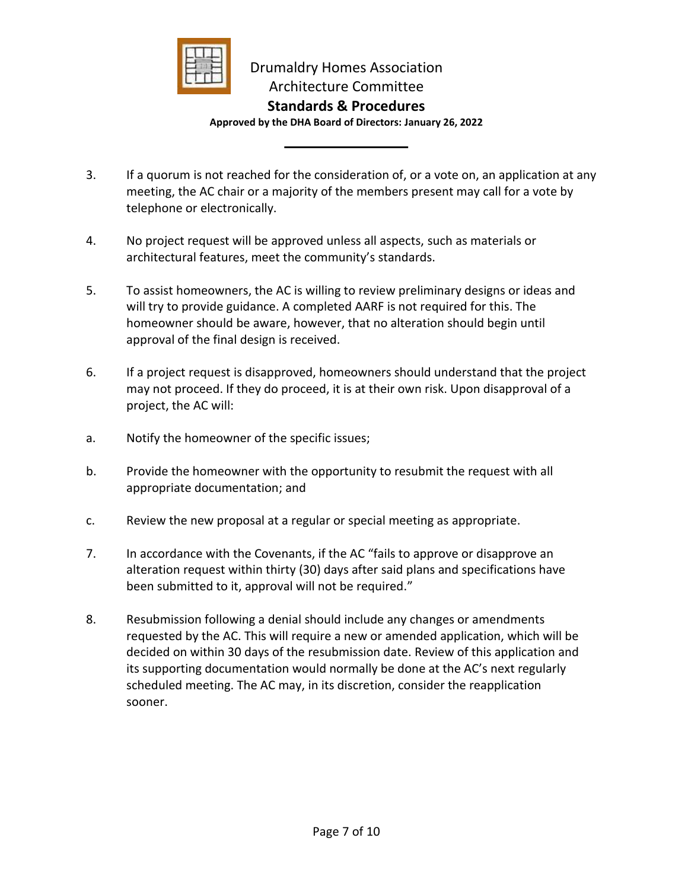3. If a quorum is not reached for the consideration of, or a vote on, an application at any meeting, the AC chair or a majority of the members present may call for a vote by telephone or electronically.

4. No project request will be approved unless all aspects, such as materials or architectural features, meet the community's standards.

5. To assist homeowners, the AC is willing to review preliminary designs or ideas and will try to provide guidance. A completed AARF is not required for this. The homeowner should be aware, however, that no alteration should begin until approval of the final design is received.

6. If a project request is disapproved, homeowners should understand that the project may not proceed. If they do proceed, it is at their own risk. Upon disapproval of a project, the AC will:

   a. Notify the homeowner of the specific issues;

   b. Provide the homeowner with the opportunity to resubmit the request with all appropriate documentation; and

   c. Review the new proposal at a regular or special meeting as appropriate.

7. In accordance with the Covenants, if the AC "fails to approve or disapprove an alteration request within thirty (30) days after said plans and specifications have been submitted to it, approval will not be required."

8. Resubmission following a denial should include any changes or amendments requested by the AC. This will require a new or amended application, which will be decided on within 30 days of the resubmission date. Review of this application and its supporting documentation would normally be done at the AC's next regularly scheduled meeting. The AC may, in its discretion, consider the reapplication sooner.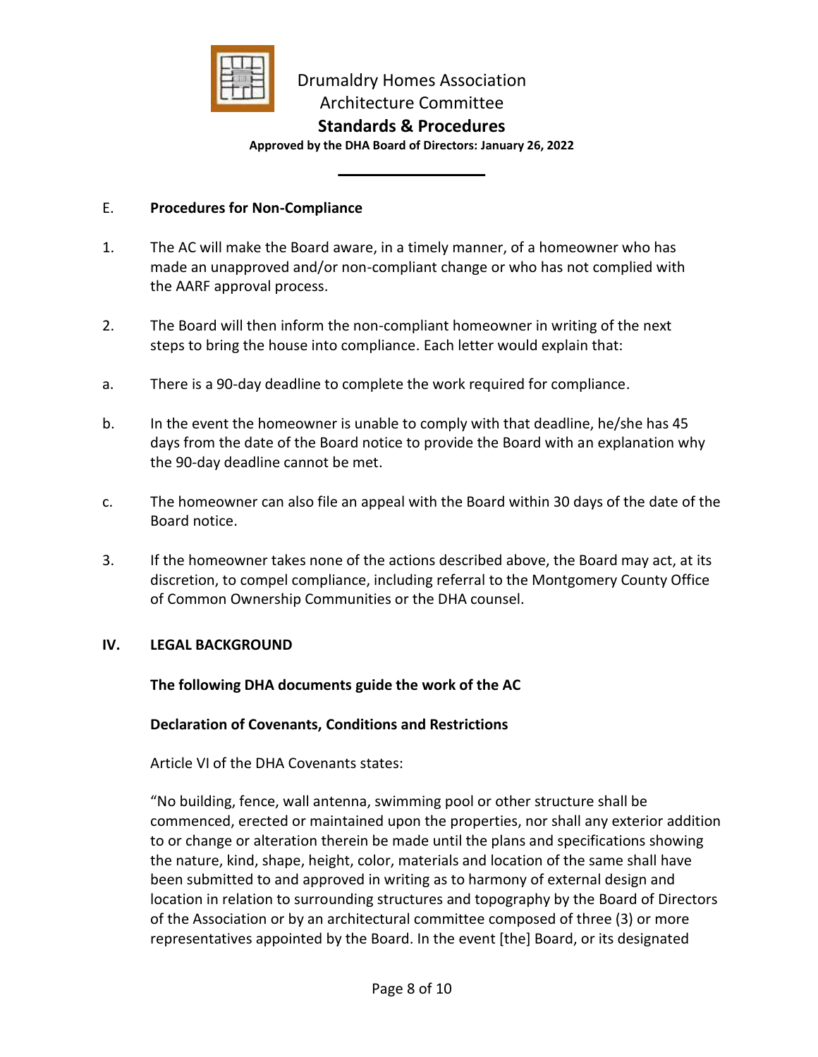E. **Procedures for Non-Compliance**

1. The AC will make the Board aware, in a timely manner, of a homeowner who has made an unapproved and/or non-compliant change or who has not complied with the AARF approval process.

2. The Board will then inform the non-compliant homeowner in writing of the next steps to bring the house into compliance. Each letter would explain that:

a. There is a 90-day deadline to complete the work required for compliance.

b. In the event the homeowner is unable to comply with that deadline, he/she has 45 days from the date of the Board notice to provide the Board with an explanation why the 90-day deadline cannot be met.

c. The homeowner can also file an appeal with the Board within 30 days of the date of the Board notice.

3. If the homeowner takes none of the actions described above, the Board may act, at its discretion, to compel compliance, including referral to the Montgomery County Office of Common Ownership Communities or the DHA counsel.

## IV. LEGAL BACKGROUND

**The following DHA documents guide the work of the AC**

**Declaration of Covenants, Conditions and Restrictions**

Article VI of the DHA Covenants states:

"No building, fence, wall antenna, swimming pool or other structure shall be commenced, erected or maintained upon the properties, nor shall any exterior addition to or change or alteration therein be made until the plans and specifications showing the nature, kind, shape, height, color, materials and location of the same shall have been submitted to and approved in writing as to harmony of external design and location in relation to surrounding structures and topography by the Board of Directors of the Association or by an architectural committee composed of three (3) or more representatives appointed by the Board. In the event [the] Board, or its designated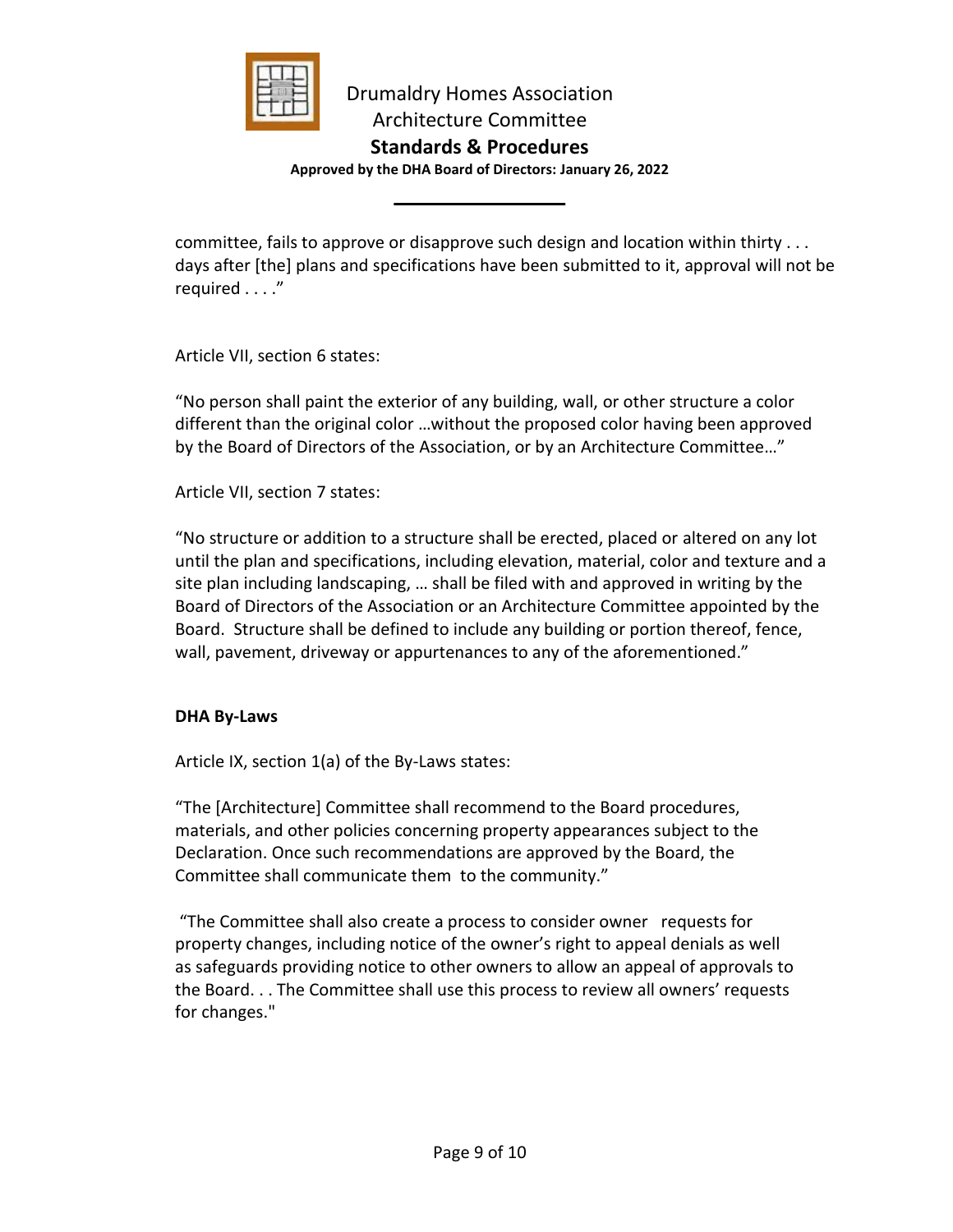committee, fails to approve or disapprove such design and location within thirty . . . days after [the] plans and specifications have been submitted to it, approval will not be required . . . ."

Article VII, section 6 states:

"No person shall paint the exterior of any building, wall, or other structure a color different than the original color …without the proposed color having been approved by the Board of Directors of the Association, or by an Architecture Committee…"

Article VII, section 7 states:

"No structure or addition to a structure shall be erected, placed or altered on any lot until the plan and specifications, including elevation, material, color and texture and a site plan including landscaping, … shall be filed with and approved in writing by the Board of Directors of the Association or an Architecture Committee appointed by the Board. Structure shall be defined to include any building or portion thereof, fence, wall, pavement, driveway or appurtenances to any of the aforementioned."

**DHA By-Laws**

Article IX, section 1(a) of the By-Laws states:

"The [Architecture] Committee shall recommend to the Board procedures, materials, and other policies concerning property appearances subject to the Declaration. Once such recommendations are approved by the Board, the Committee shall communicate them to the community."

"The Committee shall also create a process to consider owner requests for property changes, including notice of the owner's right to appeal denials as well as safeguards providing notice to other owners to allow an appeal of approvals to the Board. . . The Committee shall use this process to review all owners' requests for changes."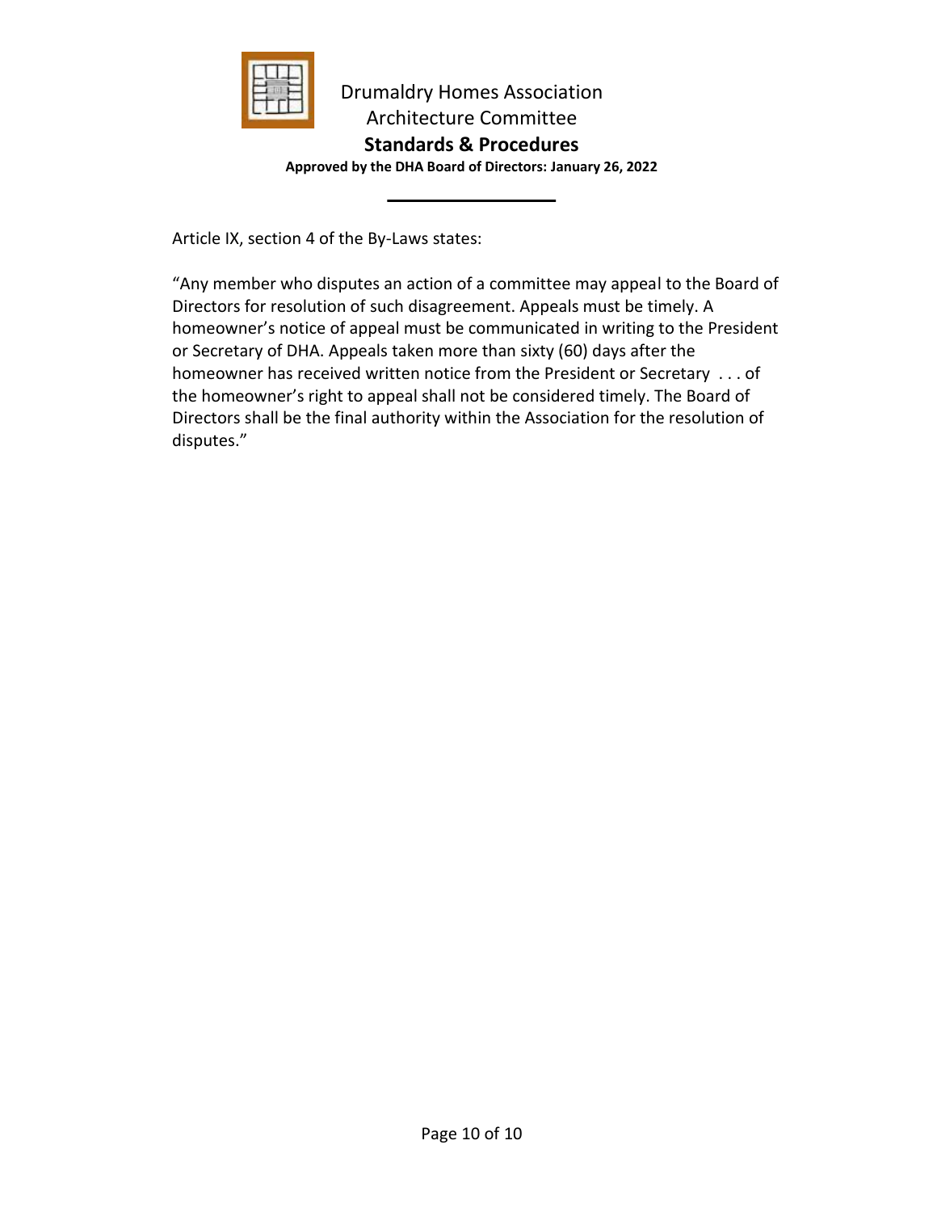Article IX, section 4 of the By-Laws states:

"Any member who disputes an action of a committee may appeal to the Board of Directors for resolution of such disagreement. Appeals must be timely. A homeowner's notice of appeal must be communicated in writing to the President or Secretary of DHA. Appeals taken more than sixty (60) days after the homeowner has received written notice from the President or Secretary . . . of the homeowner's right to appeal shall not be considered timely. The Board of Directors shall be the final authority within the Association for the resolution of disputes."